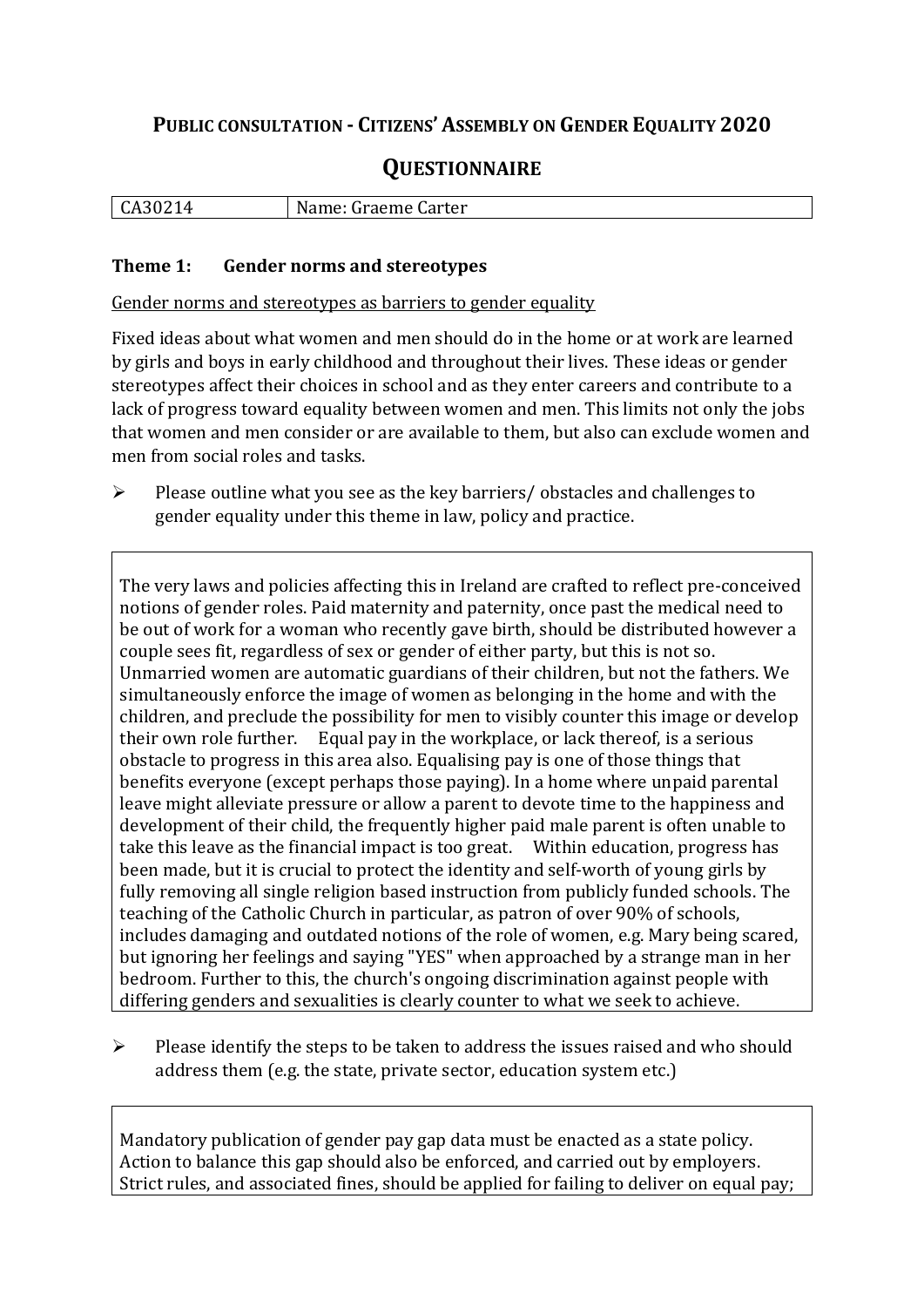# PUBLIC CONSULTATION - CITIZENS' ASSEMBLY ON GENDER EQUALITY 2020

## QUESTIONNAIRE

| CA30214 | Name: Graeme Carter |
|---|---|

### Theme 1: Gender norms and stereotypes

Gender norms and stereotypes as barriers to gender equality

Fixed ideas about what women and men should do in the home or at work are learned by girls and boys in early childhood and throughout their lives. These ideas or gender stereotypes affect their choices in school and as they enter careers and contribute to a lack of progress toward equality between women and men. This limits not only the jobs that women and men consider or are available to them, but also can exclude women and men from social roles and tasks.

- Please outline what you see as the key barriers/ obstacles and challenges to gender equality under this theme in law, policy and practice.

The very laws and policies affecting this in Ireland are crafted to reflect pre-conceived notions of gender roles. Paid maternity and paternity, once past the medical need to be out of work for a woman who recently gave birth, should be distributed however a couple sees fit, regardless of sex or gender of either party, but this is not so. Unmarried women are automatic guardians of their children, but not the fathers. We simultaneously enforce the image of women as belonging in the home and with the children, and preclude the possibility for men to visibly counter this image or develop their own role further. Equal pay in the workplace, or lack thereof, is a serious obstacle to progress in this area also. Equalising pay is one of those things that benefits everyone (except perhaps those paying). In a home where unpaid parental leave might alleviate pressure or allow a parent to devote time to the happiness and development of their child, the frequently higher paid male parent is often unable to take this leave as the financial impact is too great. Within education, progress has been made, but it is crucial to protect the identity and self-worth of young girls by fully removing all single religion based instruction from publicly funded schools. The teaching of the Catholic Church in particular, as patron of over 90% of schools, includes damaging and outdated notions of the role of women, e.g. Mary being scared, but ignoring her feelings and saying "YES" when approached by a strange man in her bedroom. Further to this, the church's ongoing discrimination against people with differing genders and sexualities is clearly counter to what we seek to achieve.

- Please identify the steps to be taken to address the issues raised and who should address them (e.g. the state, private sector, education system etc.)

Mandatory publication of gender pay gap data must be enacted as a state policy. Action to balance this gap should also be enforced, and carried out by employers. Strict rules, and associated fines, should be applied for failing to deliver on equal pay;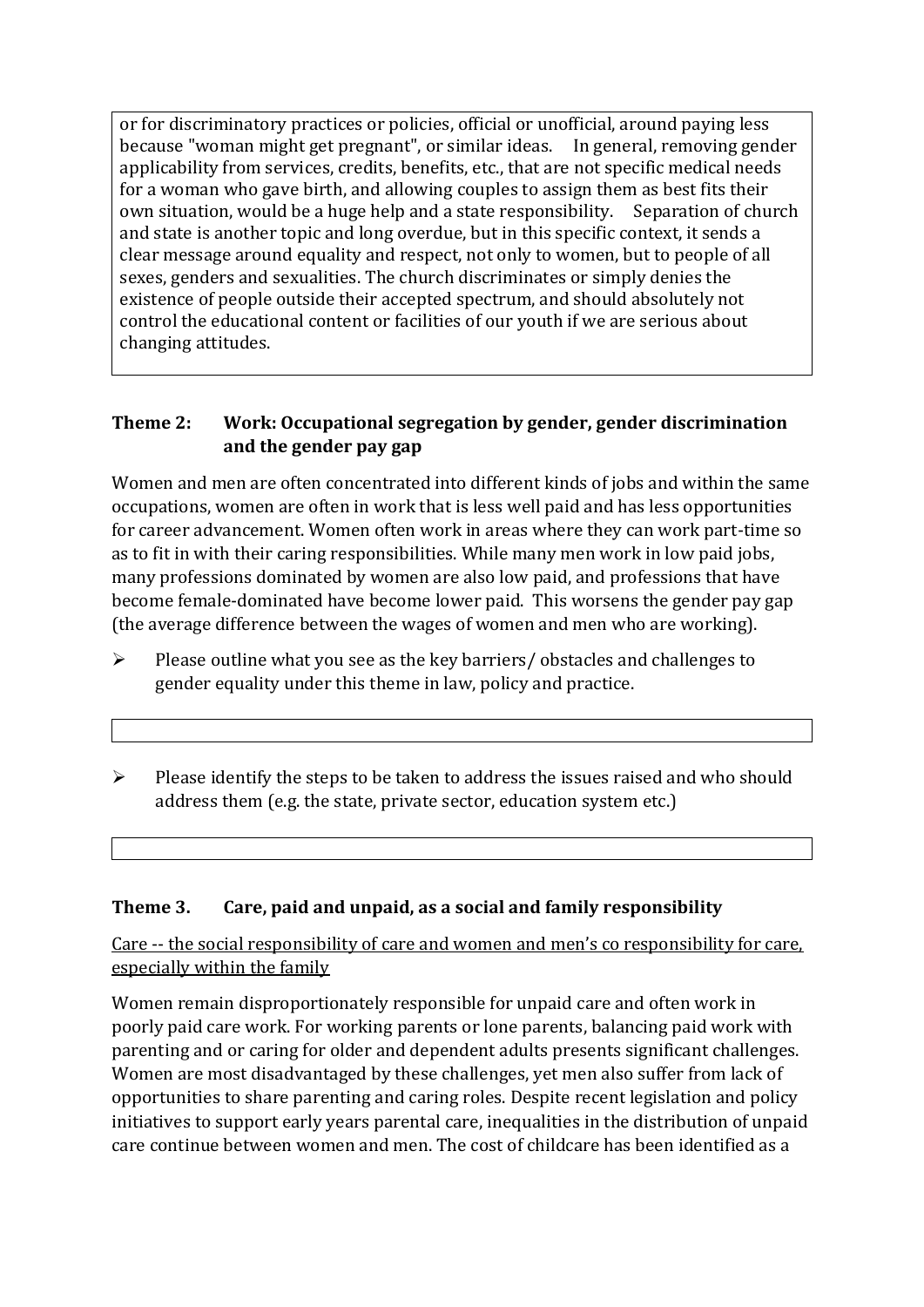or for discriminatory practices or policies, official or unofficial, around paying less because "woman might get pregnant", or similar ideas. In general, removing gender applicability from services, credits, benefits, etc., that are not specific medical needs for a woman who gave birth, and allowing couples to assign them as best fits their own situation, would be a huge help and a state responsibility. Separation of church and state is another topic and long overdue, but in this specific context, it sends a clear message around equality and respect, not only to women, but to people of all sexes, genders and sexualities. The church discriminates or simply denies the existence of people outside their accepted spectrum, and should absolutely not control the educational content or facilities of our youth if we are serious about changing attitudes.

## Theme 2: Work: Occupational segregation by gender, gender discrimination and the gender pay gap

Women and men are often concentrated into different kinds of jobs and within the same occupations, women are often in work that is less well paid and has less opportunities for career advancement. Women often work in areas where they can work part-time so as to fit in with their caring responsibilities. While many men work in low paid jobs, many professions dominated by women are also low paid, and professions that have become female-dominated have become lower paid. This worsens the gender pay gap (the average difference between the wages of women and men who are working).

- Please outline what you see as the key barriers/ obstacles and challenges to gender equality under this theme in law, policy and practice.

- Please identify the steps to be taken to address the issues raised and who should address them (e.g. the state, private sector, education system etc.)

## Theme 3. Care, paid and unpaid, as a social and family responsibility

Care -- the social responsibility of care and women and men's co responsibility for care, especially within the family

Women remain disproportionately responsible for unpaid care and often work in poorly paid care work. For working parents or lone parents, balancing paid work with parenting and or caring for older and dependent adults presents significant challenges. Women are most disadvantaged by these challenges, yet men also suffer from lack of opportunities to share parenting and caring roles. Despite recent legislation and policy initiatives to support early years parental care, inequalities in the distribution of unpaid care continue between women and men. The cost of childcare has been identified as a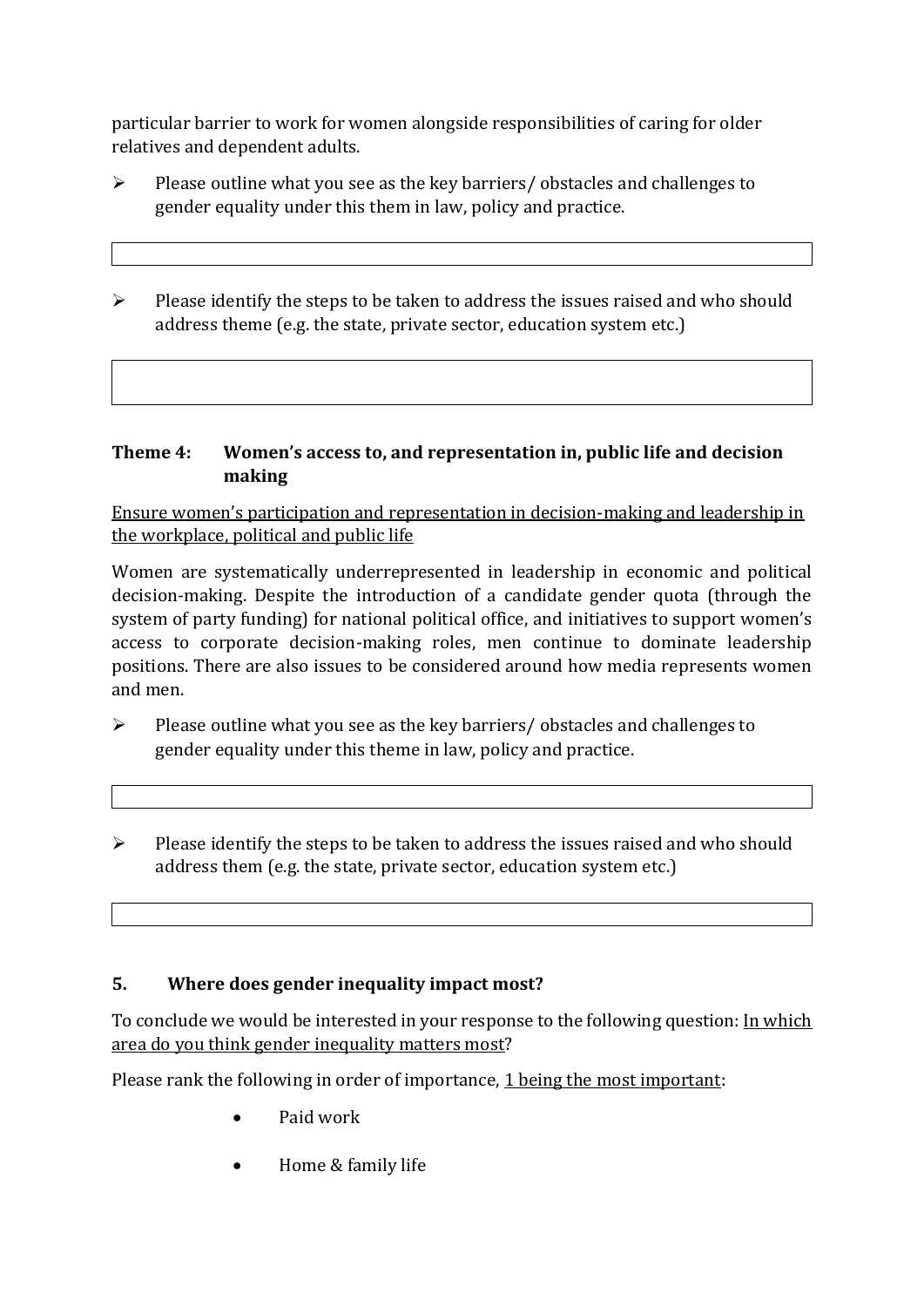particular barrier to work for women alongside responsibilities of caring for older relatives and dependent adults.

- Please outline what you see as the key barriers/ obstacles and challenges to gender equality under this them in law, policy and practice.

|   |
|---|
|   |

- Please identify the steps to be taken to address the issues raised and who should address theme (e.g. the state, private sector, education system etc.)

|   |
|---|
|   |

### Theme 4: Women's access to, and representation in, public life and decision making

Ensure women's participation and representation in decision-making and leadership in the workplace, political and public life

Women are systematically underrepresented in leadership in economic and political decision-making. Despite the introduction of a candidate gender quota (through the system of party funding) for national political office, and initiatives to support women's access to corporate decision-making roles, men continue to dominate leadership positions. There are also issues to be considered around how media represents women and men.

- Please outline what you see as the key barriers/ obstacles and challenges to gender equality under this theme in law, policy and practice.

|   |
|---|
|   |

- Please identify the steps to be taken to address the issues raised and who should address them (e.g. the state, private sector, education system etc.)

|   |
|---|
|   |

## 5. Where does gender inequality impact most?

To conclude we would be interested in your response to the following question: In which area do you think gender inequality matters most?

Please rank the following in order of importance, 1 being the most important:

- Paid work
- Home & family life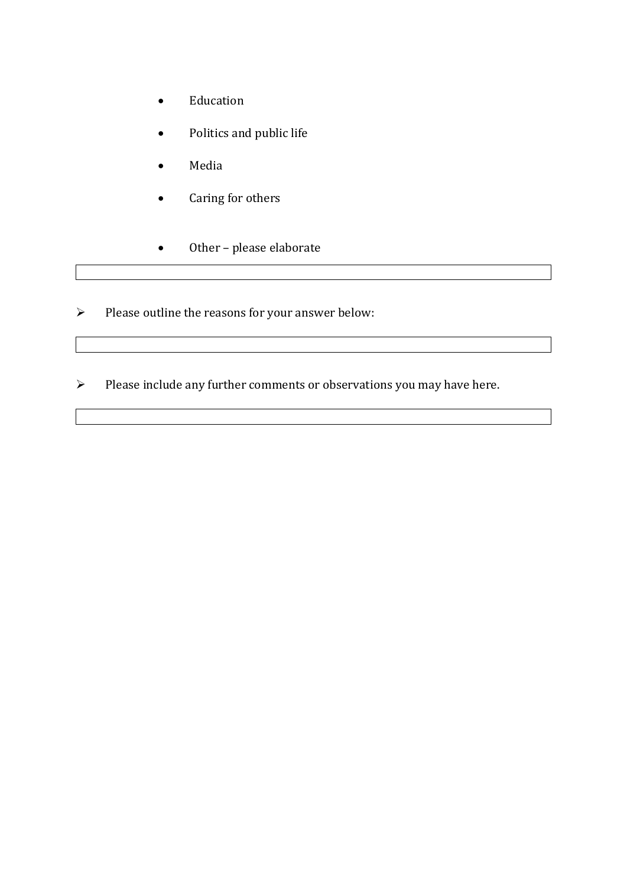- Education
- Politics and public life
- Media
- Caring for others
- Other – please elaborate

| |
|---|
| |

- Please outline the reasons for your answer below:

| |
|---|
| |

- Please include any further comments or observations you may have here.

| |
|---|
| |